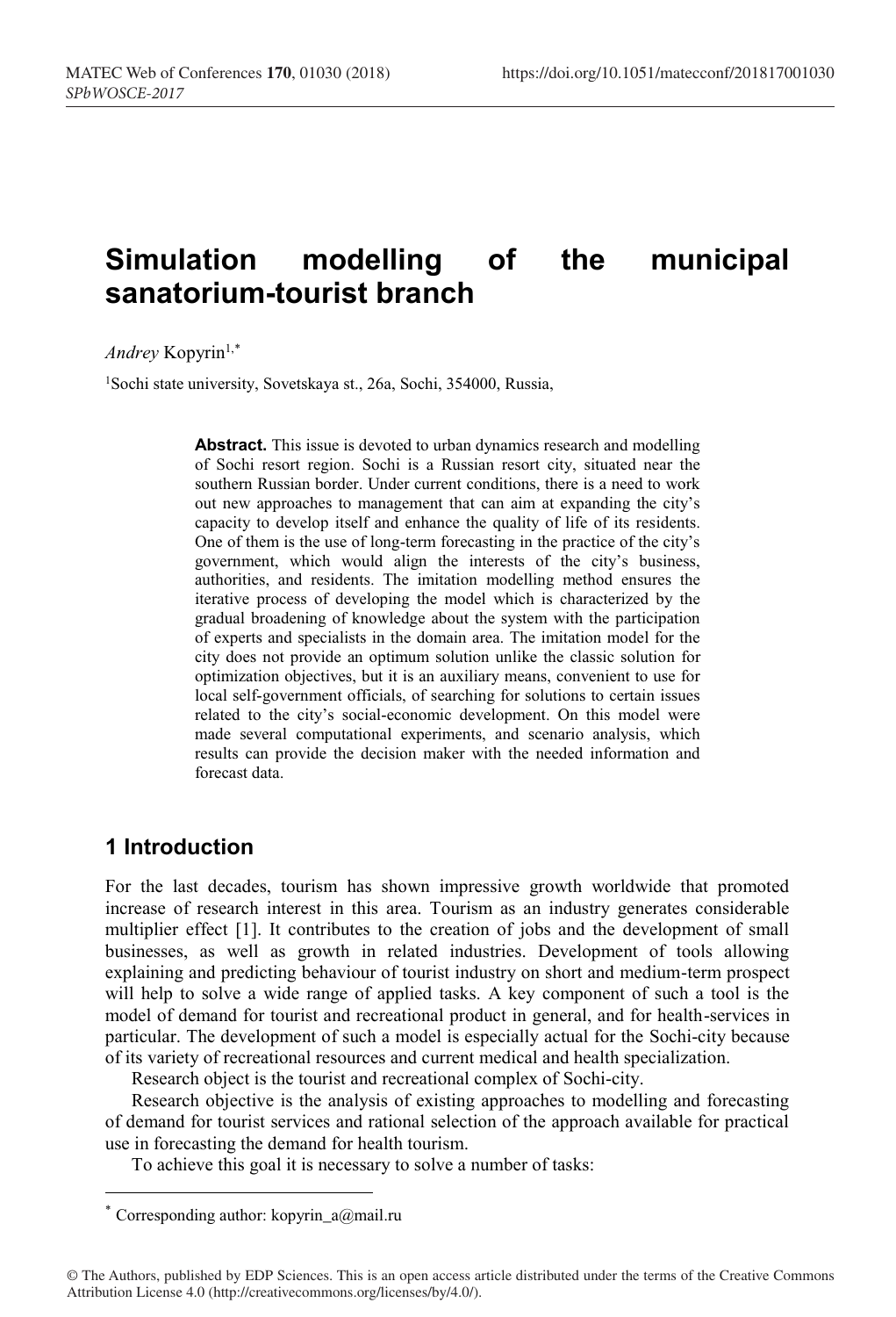# Simulation modelling of the municipal sanatorium-tourist branch

*Andrey* Kopyrin[1,*]

[1]Sochi state university, Sovetskaya st., 26a, Sochi, 354000, Russia,

**Abstract.** This issue is devoted to urban dynamics research and modelling of Sochi resort region. Sochi is a Russian resort city, situated near the southern Russian border. Under current conditions, there is a need to work out new approaches to management that can aim at expanding the city's capacity to develop itself and enhance the quality of life of its residents. One of them is the use of long-term forecasting in the practice of the city's government, which would align the interests of the city's business, authorities, and residents. The imitation modelling method ensures the iterative process of developing the model which is characterized by the gradual broadening of knowledge about the system with the participation of experts and specialists in the domain area. The imitation model for the city does not provide an optimum solution unlike the classic solution for optimization objectives, but it is an auxiliary means, convenient to use for local self-government officials, of searching for solutions to certain issues related to the city's social-economic development. On this model were made several computational experiments, and scenario analysis, which results can provide the decision maker with the needed information and forecast data.

## 1 Introduction

For the last decades, tourism has shown impressive growth worldwide that promoted increase of research interest in this area. Tourism as an industry generates considerable multiplier effect [1]. It contributes to the creation of jobs and the development of small businesses, as well as growth in related industries. Development of tools allowing explaining and predicting behaviour of tourist industry on short and medium-term prospect will help to solve a wide range of applied tasks. A key component of such a tool is the model of demand for tourist and recreational product in general, and for health-services in particular. The development of such a model is especially actual for the Sochi-city because of its variety of recreational resources and current medical and health specialization.

Research object is the tourist and recreational complex of Sochi-city.

Research objective is the analysis of existing approaches to modelling and forecasting of demand for tourist services and rational selection of the approach available for practical use in forecasting the demand for health tourism.

To achieve this goal it is necessary to solve a number of tasks:

---

* Corresponding author: kopyrin_a@mail.ru

© The Authors, published by EDP Sciences. This is an open access article distributed under the terms of the Creative Commons Attribution License 4.0 (http://creativecommons.org/licenses/by/4.0/).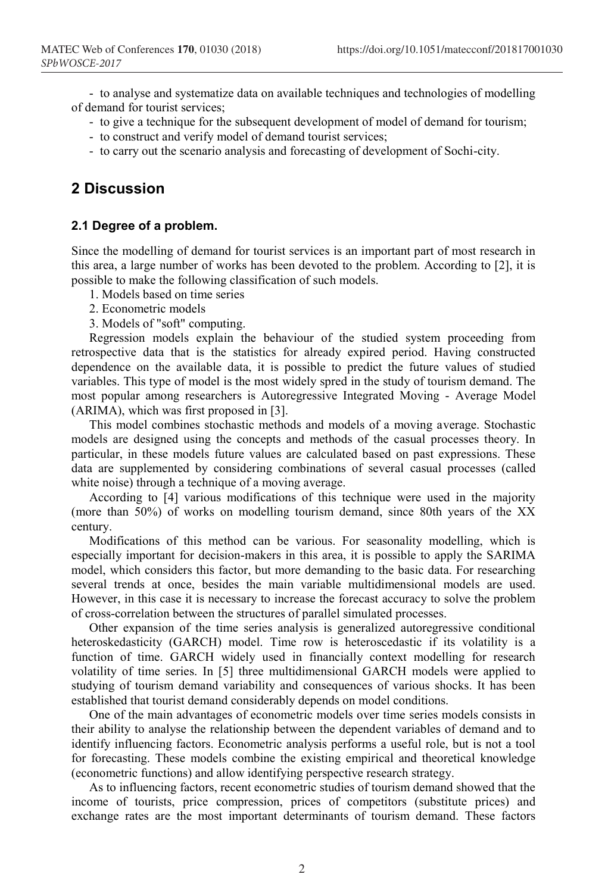- to analyse and systematize data on available techniques and technologies of modelling of demand for tourist services;
- to give a technique for the subsequent development of model of demand for tourism;
- to construct and verify model of demand tourist services;
- to carry out the scenario analysis and forecasting of development of Sochi-city.

## 2 Discussion

### 2.1 Degree of a problem.

Since the modelling of demand for tourist services is an important part of most research in this area, a large number of works has been devoted to the problem. According to [2], it is possible to make the following classification of such models.

1. Models based on time series
2. Econometric models
3. Models of "soft" computing.

Regression models explain the behaviour of the studied system proceeding from retrospective data that is the statistics for already expired period. Having constructed dependence on the available data, it is possible to predict the future values of studied variables. This type of model is the most widely spred in the study of tourism demand. The most popular among researchers is Autoregressive Integrated Moving - Average Model (ARIMA), which was first proposed in [3].

This model combines stochastic methods and models of a moving average. Stochastic models are designed using the concepts and methods of the casual processes theory. In particular, in these models future values are calculated based on past expressions. These data are supplemented by considering combinations of several casual processes (called white noise) through a technique of a moving average.

According to [4] various modifications of this technique were used in the majority (more than 50%) of works on modelling tourism demand, since 80th years of the XX century.

Modifications of this method can be various. For seasonality modelling, which is especially important for decision-makers in this area, it is possible to apply the SARIMA model, which considers this factor, but more demanding to the basic data. For researching several trends at once, besides the main variable multidimensional models are used. However, in this case it is necessary to increase the forecast accuracy to solve the problem of cross-correlation between the structures of parallel simulated processes.

Other expansion of the time series analysis is generalized autoregressive conditional heteroskedasticity (GARCH) model. Time row is heteroscedastic if its volatility is a function of time. GARCH widely used in financially context modelling for research volatility of time series. In [5] three multidimensional GARCH models were applied to studying of tourism demand variability and consequences of various shocks. It has been established that tourist demand considerably depends on model conditions.

One of the main advantages of econometric models over time series models consists in their ability to analyse the relationship between the dependent variables of demand and to identify influencing factors. Econometric analysis performs a useful role, but is not a tool for forecasting. These models combine the existing empirical and theoretical knowledge (econometric functions) and allow identifying perspective research strategy.

As to influencing factors, recent econometric studies of tourism demand showed that the income of tourists, price compression, prices of competitors (substitute prices) and exchange rates are the most important determinants of tourism demand. These factors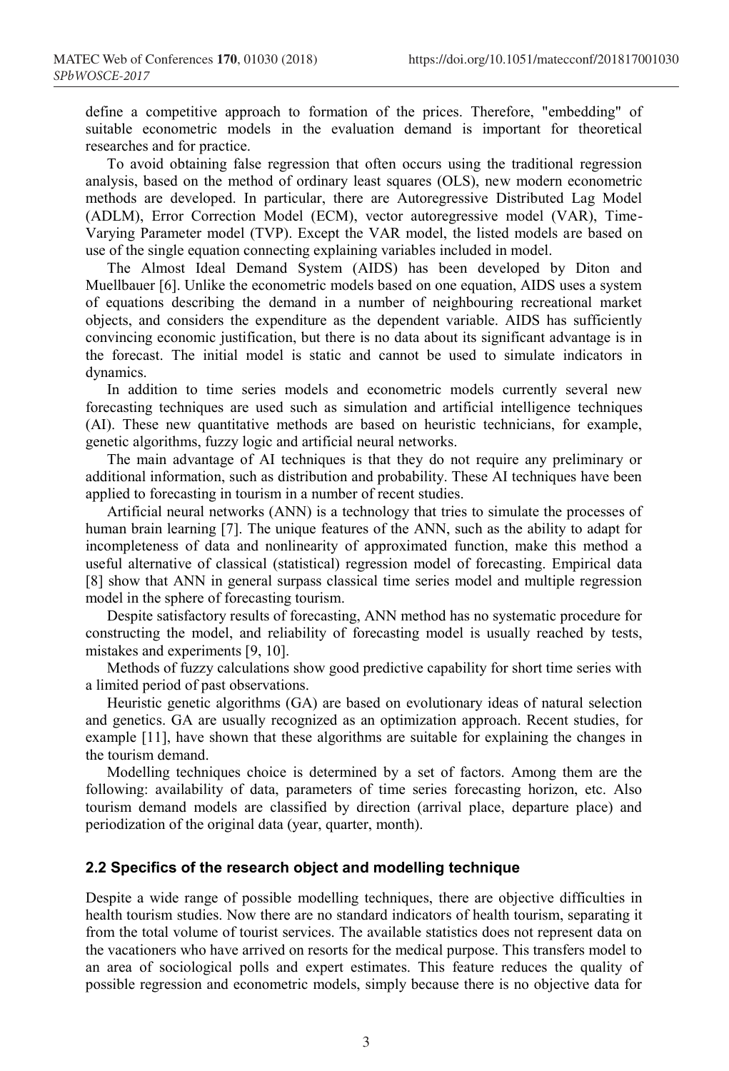define a competitive approach to formation of the prices. Therefore, "embedding" of suitable econometric models in the evaluation demand is important for theoretical researches and for practice.

To avoid obtaining false regression that often occurs using the traditional regression analysis, based on the method of ordinary least squares (OLS), new modern econometric methods are developed. In particular, there are Autoregressive Distributed Lag Model (ADLM), Error Correction Model (ECM), vector autoregressive model (VAR), Time-Varying Parameter model (TVP). Except the VAR model, the listed models are based on use of the single equation connecting explaining variables included in model.

The Almost Ideal Demand System (AIDS) has been developed by Diton and Muellbauer [6]. Unlike the econometric models based on one equation, AIDS uses a system of equations describing the demand in a number of neighbouring recreational market objects, and considers the expenditure as the dependent variable. AIDS has sufficiently convincing economic justification, but there is no data about its significant advantage is in the forecast. The initial model is static and cannot be used to simulate indicators in dynamics.

In addition to time series models and econometric models currently several new forecasting techniques are used such as simulation and artificial intelligence techniques (AI). These new quantitative methods are based on heuristic technicians, for example, genetic algorithms, fuzzy logic and artificial neural networks.

The main advantage of AI techniques is that they do not require any preliminary or additional information, such as distribution and probability. These AI techniques have been applied to forecasting in tourism in a number of recent studies.

Artificial neural networks (ANN) is a technology that tries to simulate the processes of human brain learning [7]. The unique features of the ANN, such as the ability to adapt for incompleteness of data and nonlinearity of approximated function, make this method a useful alternative of classical (statistical) regression model of forecasting. Empirical data [8] show that ANN in general surpass classical time series model and multiple regression model in the sphere of forecasting tourism.

Despite satisfactory results of forecasting, ANN method has no systematic procedure for constructing the model, and reliability of forecasting model is usually reached by tests, mistakes and experiments [9, 10].

Methods of fuzzy calculations show good predictive capability for short time series with a limited period of past observations.

Heuristic genetic algorithms (GA) are based on evolutionary ideas of natural selection and genetics. GA are usually recognized as an optimization approach. Recent studies, for example [11], have shown that these algorithms are suitable for explaining the changes in the tourism demand.

Modelling techniques choice is determined by a set of factors. Among them are the following: availability of data, parameters of time series forecasting horizon, etc. Also tourism demand models are classified by direction (arrival place, departure place) and periodization of the original data (year, quarter, month).

### 2.2 Specifics of the research object and modelling technique

Despite a wide range of possible modelling techniques, there are objective difficulties in health tourism studies. Now there are no standard indicators of health tourism, separating it from the total volume of tourist services. The available statistics does not represent data on the vacationers who have arrived on resorts for the medical purpose. This transfers model to an area of sociological polls and expert estimates. This feature reduces the quality of possible regression and econometric models, simply because there is no objective data for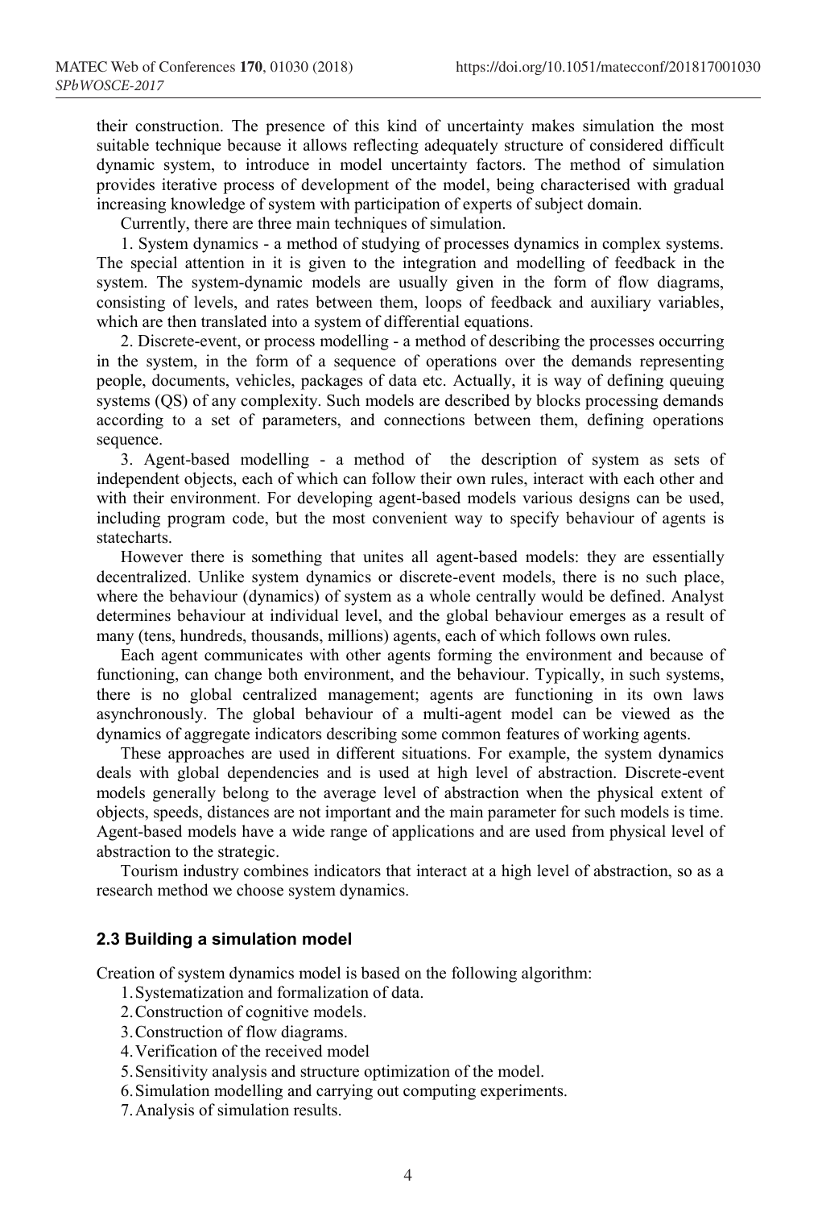their construction. The presence of this kind of uncertainty makes simulation the most suitable technique because it allows reflecting adequately structure of considered difficult dynamic system, to introduce in model uncertainty factors. The method of simulation provides iterative process of development of the model, being characterised with gradual increasing knowledge of system with participation of experts of subject domain.

Currently, there are three main techniques of simulation.

1. System dynamics - a method of studying of processes dynamics in complex systems. The special attention in it is given to the integration and modelling of feedback in the system. The system-dynamic models are usually given in the form of flow diagrams, consisting of levels, and rates between them, loops of feedback and auxiliary variables, which are then translated into a system of differential equations.

2. Discrete-event, or process modelling - a method of describing the processes occurring in the system, in the form of a sequence of operations over the demands representing people, documents, vehicles, packages of data etc. Actually, it is way of defining queuing systems (QS) of any complexity. Such models are described by blocks processing demands according to a set of parameters, and connections between them, defining operations sequence.

3. Agent-based modelling - a method of the description of system as sets of independent objects, each of which can follow their own rules, interact with each other and with their environment. For developing agent-based models various designs can be used, including program code, but the most convenient way to specify behaviour of agents is statecharts.

However there is something that unites all agent-based models: they are essentially decentralized. Unlike system dynamics or discrete-event models, there is no such place, where the behaviour (dynamics) of system as a whole centrally would be defined. Analyst determines behaviour at individual level, and the global behaviour emerges as a result of many (tens, hundreds, thousands, millions) agents, each of which follows own rules.

Each agent communicates with other agents forming the environment and because of functioning, can change both environment, and the behaviour. Typically, in such systems, there is no global centralized management; agents are functioning in its own laws asynchronously. The global behaviour of a multi-agent model can be viewed as the dynamics of aggregate indicators describing some common features of working agents.

These approaches are used in different situations. For example, the system dynamics deals with global dependencies and is used at high level of abstraction. Discrete-event models generally belong to the average level of abstraction when the physical extent of objects, speeds, distances are not important and the main parameter for such models is time. Agent-based models have a wide range of applications and are used from physical level of abstraction to the strategic.

Tourism industry combines indicators that interact at a high level of abstraction, so as a research method we choose system dynamics.

### 2.3 Building a simulation model

Creation of system dynamics model is based on the following algorithm:

1. Systematization and formalization of data.
2. Construction of cognitive models.
3. Construction of flow diagrams.
4. Verification of the received model
5. Sensitivity analysis and structure optimization of the model.
6. Simulation modelling and carrying out computing experiments.
7. Analysis of simulation results.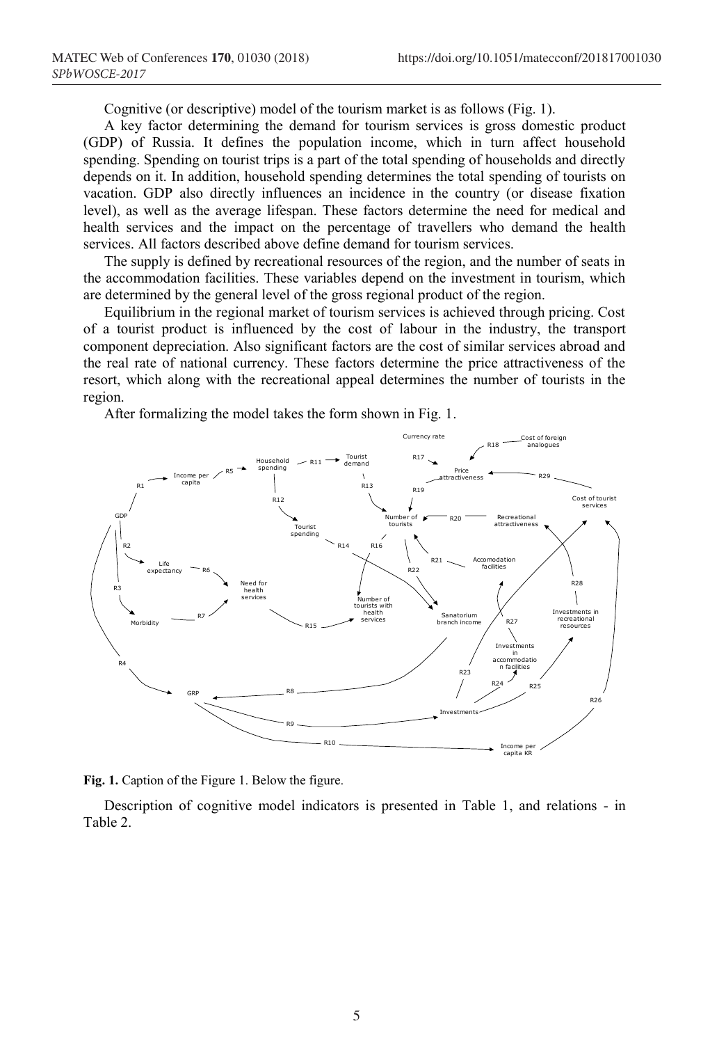Cognitive (or descriptive) model of the tourism market is as follows (Fig. 1).

A key factor determining the demand for tourism services is gross domestic product (GDP) of Russia. It defines the population income, which in turn affect household spending. Spending on tourist trips is a part of the total spending of households and directly depends on it. In addition, household spending determines the total spending of tourists on vacation. GDP also directly influences an incidence in the country (or disease fixation level), as well as the average lifespan. These factors determine the need for medical and health services and the impact on the percentage of travellers who demand the health services. All factors described above define demand for tourism services.

The supply is defined by recreational resources of the region, and the number of seats in the accommodation facilities. These variables depend on the investment in tourism, which are determined by the general level of the gross regional product of the region.

Equilibrium in the regional market of tourism services is achieved through pricing. Cost of a tourist product is influenced by the cost of labour in the industry, the transport component depreciation. Also significant factors are the cost of similar services abroad and the real rate of national currency. These factors determine the price attractiveness of the resort, which along with the recreational appeal determines the number of tourists in the region.

After formalizing the model takes the form shown in Fig. 1.

**Fig. 1.** Caption of the Figure 1. Below the figure.

Description of cognitive model indicators is presented in Table 1, and relations - in Table 2.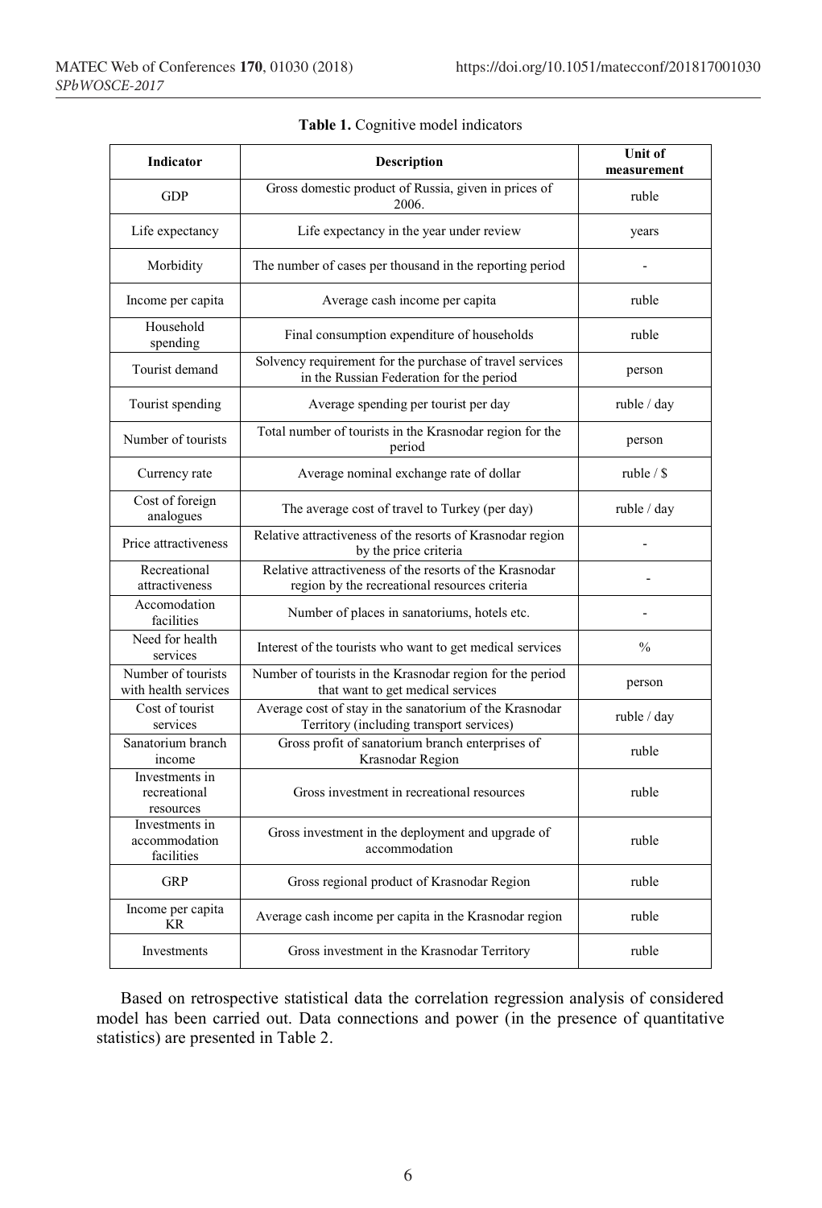**Table 1.** Cognitive model indicators

| Indicator | Description | Unit of measurement |
|---|---|---|
| GDP | Gross domestic product of Russia, given in prices of 2006. | ruble |
| Life expectancy | Life expectancy in the year under review | years |
| Morbidity | The number of cases per thousand in the reporting period | - |
| Income per capita | Average cash income per capita | ruble |
| Household spending | Final consumption expenditure of households | ruble |
| Tourist demand | Solvency requirement for the purchase of travel services in the Russian Federation for the period | person |
| Tourist spending | Average spending per tourist per day | ruble / day |
| Number of tourists | Total number of tourists in the Krasnodar region for the period | person |
| Currency rate | Average nominal exchange rate of dollar | ruble / $ |
| Cost of foreign analogues | The average cost of travel to Turkey (per day) | ruble / day |
| Price attractiveness | Relative attractiveness of the resorts of Krasnodar region by the price criteria | - |
| Recreational attractiveness | Relative attractiveness of the resorts of the Krasnodar region by the recreational resources criteria | - |
| Accomodation facilities | Number of places in sanatoriums, hotels etc. | - |
| Need for health services | Interest of the tourists who want to get medical services | % |
| Number of tourists with health services | Number of tourists in the Krasnodar region for the period that want to get medical services | person |
| Cost of tourist services | Average cost of stay in the sanatorium of the Krasnodar Territory (including transport services) | ruble / day |
| Sanatorium branch income | Gross profit of sanatorium branch enterprises of Krasnodar Region | ruble |
| Investments in recreational resources | Gross investment in recreational resources | ruble |
| Investments in accommodation facilities | Gross investment in the deployment and upgrade of accommodation | ruble |
| GRP | Gross regional product of Krasnodar Region | ruble |
| Income per capita KR | Average cash income per capita in the Krasnodar region | ruble |
| Investments | Gross investment in the Krasnodar Territory | ruble |

Based on retrospective statistical data the correlation regression analysis of considered model has been carried out. Data connections and power (in the presence of quantitative statistics) are presented in Table 2.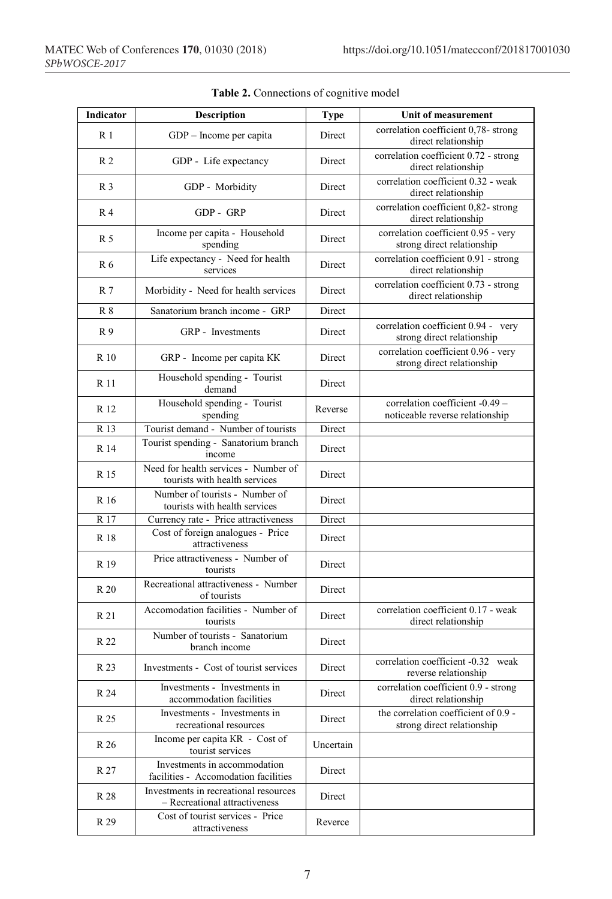**Table 2.** Connections of cognitive model

| Indicator | Description | Type | Unit of measurement |
|---|---|---|---|
| R 1 | GDP – Income per capita | Direct | correlation coefficient 0,78- strong direct relationship |
| R 2 | GDP - Life expectancy | Direct | correlation coefficient 0.72 - strong direct relationship |
| R 3 | GDP - Morbidity | Direct | correlation coefficient 0.32 - weak direct relationship |
| R 4 | GDP - GRP | Direct | correlation coefficient 0,82- strong direct relationship |
| R 5 | Income per capita - Household spending | Direct | correlation coefficient 0.95 - very strong direct relationship |
| R 6 | Life expectancy - Need for health services | Direct | correlation coefficient 0.91 - strong direct relationship |
| R 7 | Morbidity - Need for health services | Direct | correlation coefficient 0.73 - strong direct relationship |
| R 8 | Sanatorium branch income - GRP | Direct | |
| R 9 | GRP - Investments | Direct | correlation coefficient 0.94 - very strong direct relationship |
| R 10 | GRP - Income per capita KK | Direct | correlation coefficient 0.96 - very strong direct relationship |
| R 11 | Household spending - Tourist demand | Direct | |
| R 12 | Household spending - Tourist spending | Reverse | correlation coefficient -0.49 – noticeable reverse relationship |
| R 13 | Tourist demand - Number of tourists | Direct | |
| R 14 | Tourist spending - Sanatorium branch income | Direct | |
| R 15 | Need for health services - Number of tourists with health services | Direct | |
| R 16 | Number of tourists - Number of tourists with health services | Direct | |
| R 17 | Currency rate - Price attractiveness | Direct | |
| R 18 | Cost of foreign analogues - Price attractiveness | Direct | |
| R 19 | Price attractiveness - Number of tourists | Direct | |
| R 20 | Recreational attractiveness - Number of tourists | Direct | |
| R 21 | Accomodation facilities - Number of tourists | Direct | correlation coefficient 0.17 - weak direct relationship |
| R 22 | Number of tourists - Sanatorium branch income | Direct | |
| R 23 | Investments - Cost of tourist services | Direct | correlation coefficient -0.32 weak reverse relationship |
| R 24 | Investments - Investments in accommodation facilities | Direct | correlation coefficient 0.9 - strong direct relationship |
| R 25 | Investments - Investments in recreational resources | Direct | the correlation coefficient of 0.9 - strong direct relationship |
| R 26 | Income per capita KR - Cost of tourist services | Uncertain | |
| R 27 | Investments in accommodation facilities - Accomodation facilities | Direct | |
| R 28 | Investments in recreational resources – Recreational attractiveness | Direct | |
| R 29 | Cost of tourist services - Price attractiveness | Reverce | |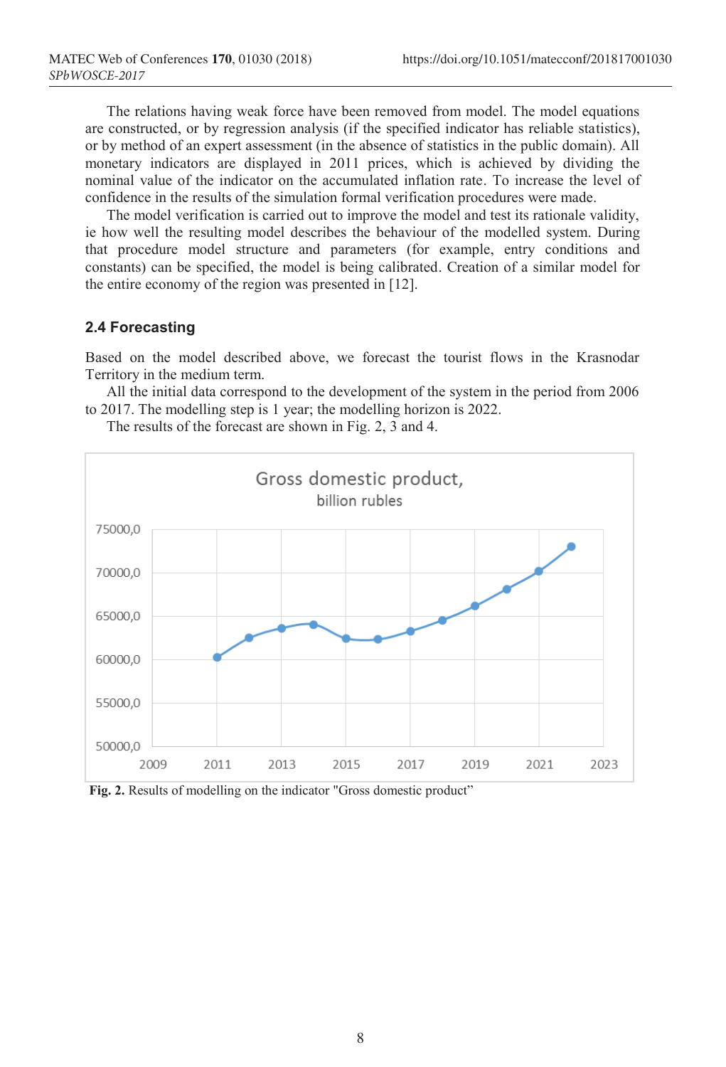The relations having weak force have been removed from model. The model equations are constructed, or by regression analysis (if the specified indicator has reliable statistics), or by method of an expert assessment (in the absence of statistics in the public domain). All monetary indicators are displayed in 2011 prices, which is achieved by dividing the nominal value of the indicator on the accumulated inflation rate. To increase the level of confidence in the results of the simulation formal verification procedures were made.

The model verification is carried out to improve the model and test its rationale validity, ie how well the resulting model describes the behaviour of the modelled system. During that procedure model structure and parameters (for example, entry conditions and constants) can be specified, the model is being calibrated. Creation of a similar model for the entire economy of the region was presented in [12].

### 2.4 Forecasting

Based on the model described above, we forecast the tourist flows in the Krasnodar Territory in the medium term.

All the initial data correspond to the development of the system in the period from 2006 to 2017. The modelling step is 1 year; the modelling horizon is 2022.

The results of the forecast are shown in Fig. 2, 3 and 4.

**Fig. 2.** Results of modelling on the indicator "Gross domestic product"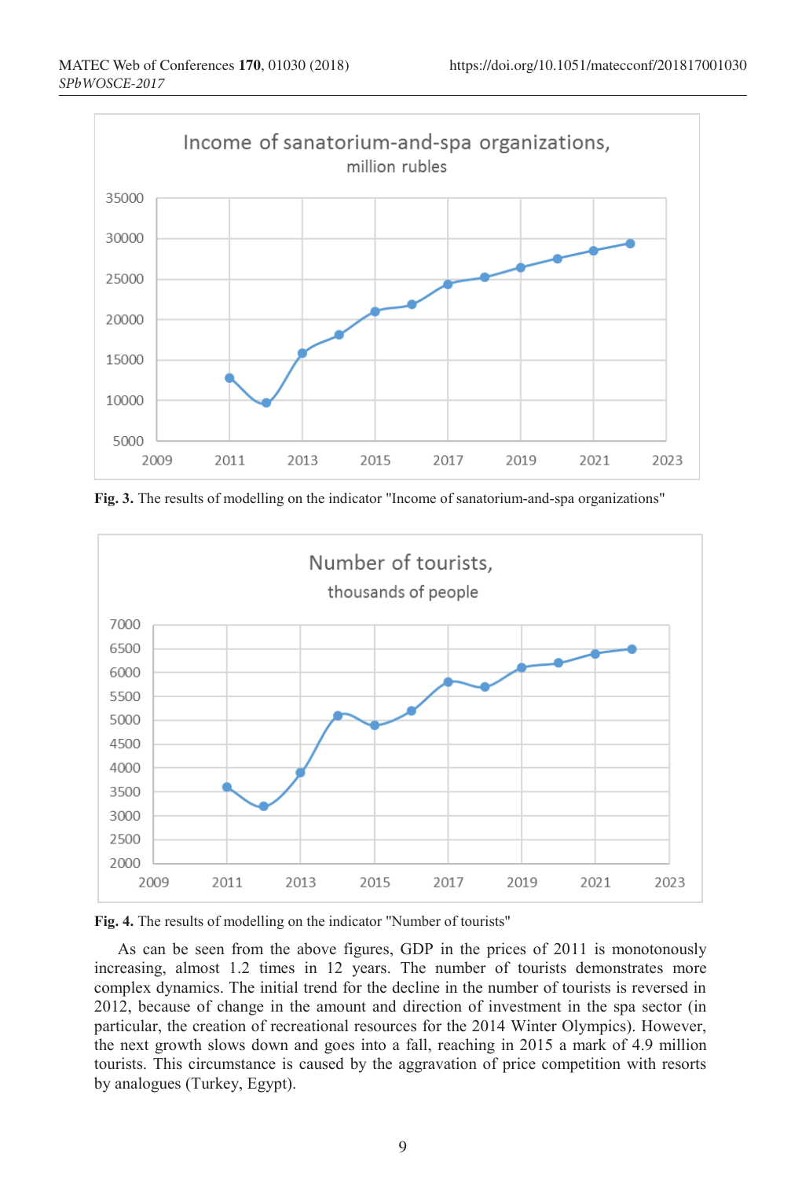Fig. 3. The results of modelling on the indicator "Income of sanatorium-and-spa organizations"

Fig. 4. The results of modelling on the indicator "Number of tourists"

As can be seen from the above figures, GDP in the prices of 2011 is monotonously increasing, almost 1.2 times in 12 years. The number of tourists demonstrates more complex dynamics. The initial trend for the decline in the number of tourists is reversed in 2012, because of change in the amount and direction of investment in the spa sector (in particular, the creation of recreational resources for the 2014 Winter Olympics). However, the next growth slows down and goes into a fall, reaching in 2015 a mark of 4.9 million tourists. This circumstance is caused by the aggravation of price competition with resorts by analogues (Turkey, Egypt).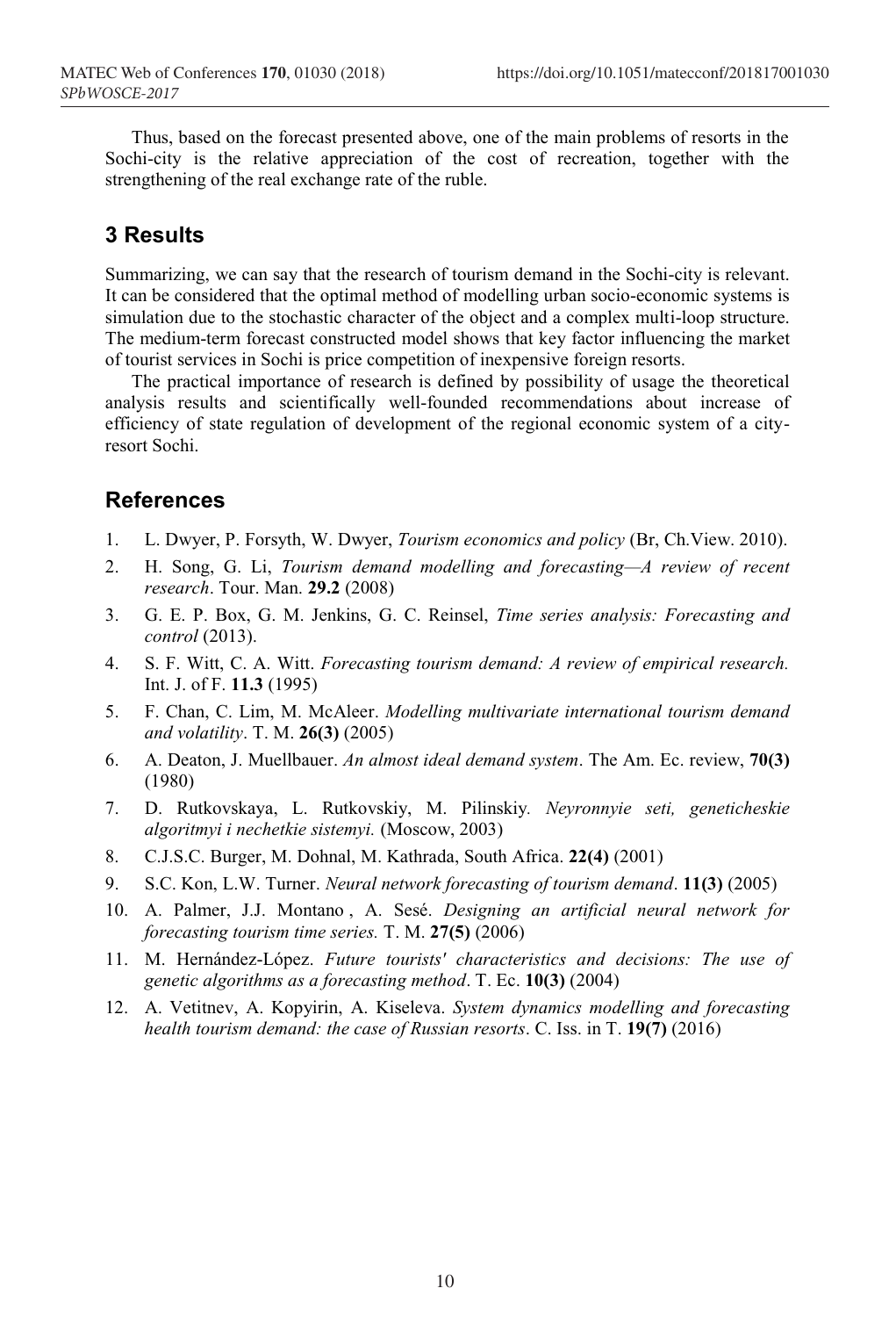Thus, based on the forecast presented above, one of the main problems of resorts in the Sochi-city is the relative appreciation of the cost of recreation, together with the strengthening of the real exchange rate of the ruble.

## 3 Results

Summarizing, we can say that the research of tourism demand in the Sochi-city is relevant. It can be considered that the optimal method of modelling urban socio-economic systems is simulation due to the stochastic character of the object and a complex multi-loop structure. The medium-term forecast constructed model shows that key factor influencing the market of tourist services in Sochi is price competition of inexpensive foreign resorts.

The practical importance of research is defined by possibility of usage the theoretical analysis results and scientifically well-founded recommendations about increase of efficiency of state regulation of development of the regional economic system of a city-resort Sochi.

## References

1. L. Dwyer, P. Forsyth, W. Dwyer, *Tourism economics and policy* (Br, Ch.View. 2010).
2. H. Song, G. Li, *Tourism demand modelling and forecasting—A review of recent research*. Tour. Man. **29.2** (2008)
3. G. E. P. Box, G. M. Jenkins, G. C. Reinsel, *Time series analysis: Forecasting and control* (2013).
4. S. F. Witt, C. A. Witt. *Forecasting tourism demand: A review of empirical research.* Int. J. of F. **11.3** (1995)
5. F. Chan, C. Lim, M. McAleer. *Modelling multivariate international tourism demand and volatility*. T. M. **26(3)** (2005)
6. A. Deaton, J. Muellbauer. *An almost ideal demand system*. The Am. Ec. review, **70(3)** (1980)
7. D. Rutkovskaya, L. Rutkovskiy, M. Pilinskiy. *Neyronnyie seti, geneticheskie algoritmyi i nechetkie sistemyi.* (Moscow, 2003)
8. C.J.S.C. Burger, M. Dohnal, M. Kathrada, South Africa. **22(4)** (2001)
9. S.C. Kon, L.W. Turner. *Neural network forecasting of tourism demand*. **11(3)** (2005)
10. A. Palmer, J.J. Montano , A. Sesé. *Designing an artificial neural network for forecasting tourism time series.* T. M. **27(5)** (2006)
11. M. Hernández-López. *Future tourists' characteristics and decisions: The use of genetic algorithms as a forecasting method*. T. Ec. **10(3)** (2004)
12. A. Vetitnev, A. Kopyirin, A. Kiseleva. *System dynamics modelling and forecasting health tourism demand: the case of Russian resorts*. C. Iss. in T. **19(7)** (2016)